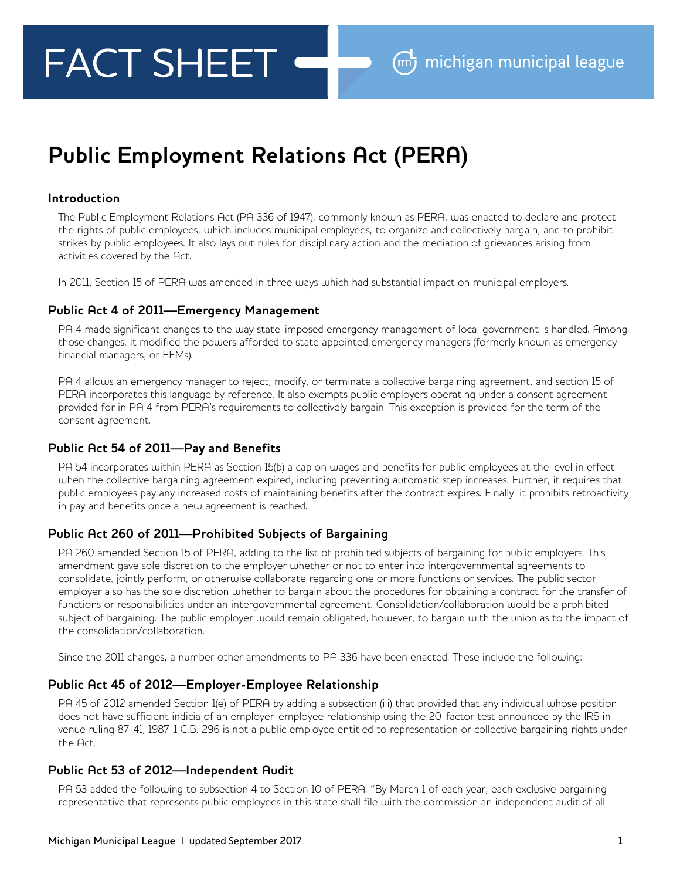FACT SHEET

michigan municipal league

# Public Employment Relations Act (PERA)

## Introduction

The Public Employment Relations Act (PA 336 of 1947), commonly known as PERA, was enacted to declare and protect the rights of public employees, which includes municipal employees, to organize and collectively bargain, and to prohibit strikes by public employees. It also lays out rules for disciplinary action and the mediation of grievances arising from activities covered by the Act.

In 2011, Section 15 of PERA was amended in three ways which had substantial impact on municipal employers.

## Public Act 4 of 2011—Emergency Management

PA 4 made significant changes to the way state-imposed emergency management of local government is handled. Among those changes, it modified the powers afforded to state appointed emergency managers (formerly known as emergency financial managers, or EFMs).

PA 4 allows an emergency manager to reject, modify, or terminate a collective bargaining agreement, and section 15 of PERA incorporates this language by reference. It also exempts public employers operating under a consent agreement provided for in PA 4 from PERA's requirements to collectively bargain. This exception is provided for the term of the consent agreement.

## Public Act 54 of 2011—Pay and Benefits

PA 54 incorporates within PERA as Section 15(b) a cap on wages and benefits for public employees at the level in effect when the collective bargaining agreement expired, including preventing automatic step increases. Further, it requires that public employees pay any increased costs of maintaining benefits after the contract expires. Finally, it prohibits retroactivity in pay and benefits once a new agreement is reached.

## Public Act 260 of 2011—Prohibited Subjects of Bargaining

PA 260 amended Section 15 of PERA, adding to the list of prohibited subjects of bargaining for public employers. This amendment gave sole discretion to the employer whether or not to enter into intergovernmental agreements to consolidate, jointly perform, or otherwise collaborate regarding one or more functions or services. The public sector employer also has the sole discretion whether to bargain about the procedures for obtaining a contract for the transfer of functions or responsibilities under an intergovernmental agreement. Consolidation/collaboration would be a prohibited subject of bargaining. The public employer would remain obligated, however, to bargain with the union as to the impact of the consolidation/collaboration.

Since the 2011 changes, a number other amendments to PA 336 have been enacted. These include the following:

## Public Act 45 of 2012—Employer-Employee Relationship

PA 45 of 2012 amended Section 1(e) of PERA by adding a subsection (iii) that provided that any individual whose position does not have sufficient indicia of an employer-employee relationship using the 20-factor test announced by the IRS in venue ruling 87-41, 1987-1 C.B. 296 is not a public employee entitled to representation or collective bargaining rights under the Act.

## Public Act 53 of 2012—Independent Audit

PA 53 added the following to subsection 4 to Section 10 of PERA: "By March 1 of each year, each exclusive bargaining representative that represents public employees in this state shall file with the commission an independent audit of all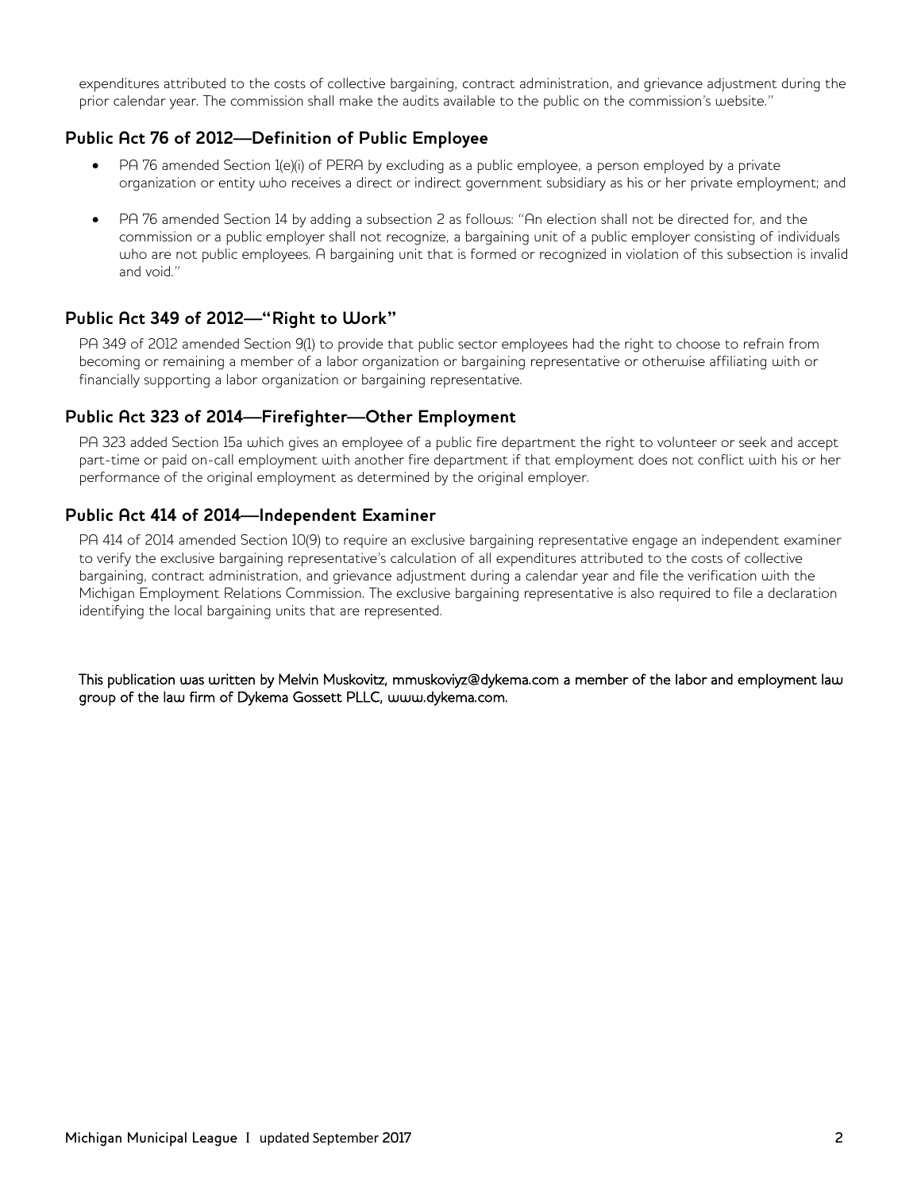expenditures attributed to the costs of collective bargaining, contract administration, and grievance adjustment during the prior calendar year. The commission shall make the audits available to the public on the commission's website."

### Public Act 76 of 2012—Definition of Public Employee

- PA 76 amended Section 1(e)(i) of PERA by excluding as a public employee, a person employed by a private organization or entity who receives a direct or indirect government subsidiary as his or her private employment; and
- PA 76 amended Section 14 by adding a subsection 2 as follows: "An election shall not be directed for, and the commission or a public employer shall not recognize, a bargaining unit of a public employer consisting of individuals who are not public employees. A bargaining unit that is formed or recognized in violation of this subsection is invalid and void."

### Public Act 349 of 2012—"Right to Work"

PA 349 of 2012 amended Section 9(1) to provide that public sector employees had the right to choose to refrain from becoming or remaining a member of a labor organization or bargaining representative or otherwise affiliating with or financially supporting a labor organization or bargaining representative.

### Public Act 323 of 2014—Firefighter—Other Employment

PA 323 added Section 15a which gives an employee of a public fire department the right to volunteer or seek and accept part-time or paid on-call employment with another fire department if that employment does not conflict with his or her performance of the original employment as determined by the original employer.

### Public Act 414 of 2014—Independent Examiner

PA 414 of 2014 amended Section 10(9) to require an exclusive bargaining representative engage an independent examiner to verify the exclusive bargaining representative's calculation of all expenditures attributed to the costs of collective bargaining, contract administration, and grievance adjustment during a calendar year and file the verification with the Michigan Employment Relations Commission. The exclusive bargaining representative is also required to file a declaration identifying the local bargaining units that are represented.

This publication was written by Melvin Muskovitz, mmuskoviyz@dykema.com a member of the labor and employment law group of the law firm of Dykema Gossett PLLC, www.dykema.com.